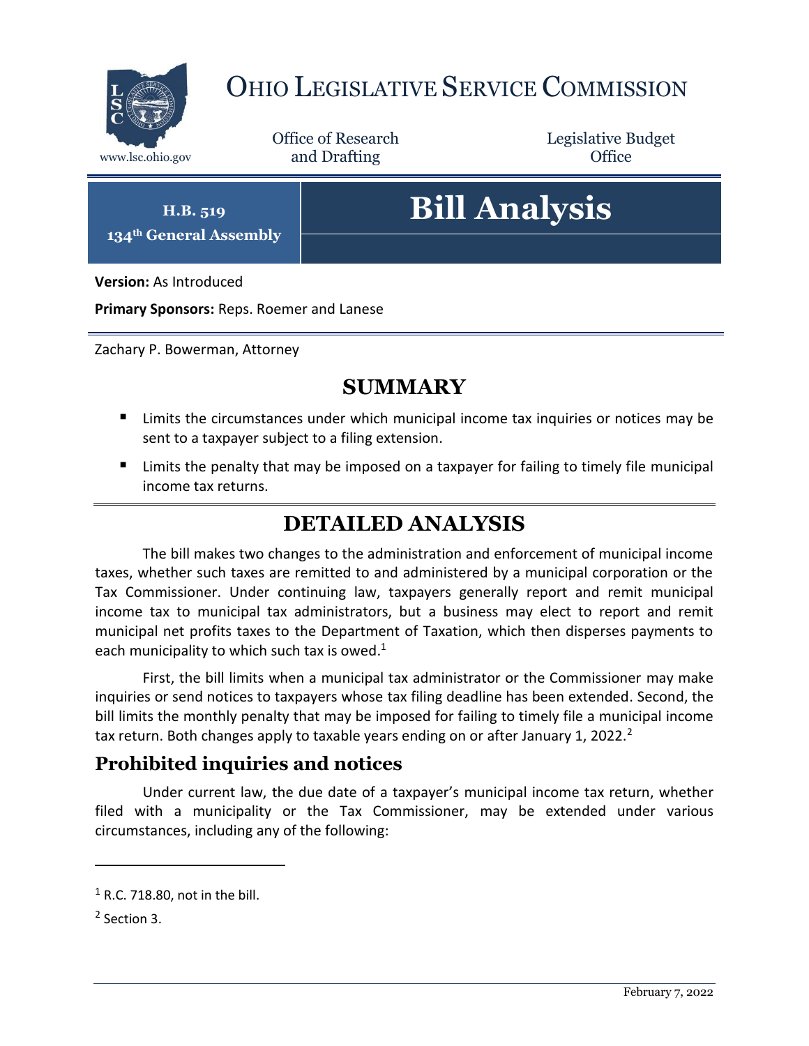# Ohio Legislative Service Commission

www.lsc.ohio.gov

Office of Research and Drafting

Legislative Budget Office

**H.B. 519**
**134th General Assembly**

# Bill Analysis

**Version:** As Introduced

**Primary Sponsors:** Reps. Roemer and Lanese

Zachary P. Bowerman, Attorney

## SUMMARY

- Limits the circumstances under which municipal income tax inquiries or notices may be sent to a taxpayer subject to a filing extension.
- Limits the penalty that may be imposed on a taxpayer for failing to timely file municipal income tax returns.

## DETAILED ANALYSIS

The bill makes two changes to the administration and enforcement of municipal income taxes, whether such taxes are remitted to and administered by a municipal corporation or the Tax Commissioner. Under continuing law, taxpayers generally report and remit municipal income tax to municipal tax administrators, but a business may elect to report and remit municipal net profits taxes to the Department of Taxation, which then disperses payments to each municipality to which such tax is owed.[1]

First, the bill limits when a municipal tax administrator or the Commissioner may make inquiries or send notices to taxpayers whose tax filing deadline has been extended. Second, the bill limits the monthly penalty that may be imposed for failing to timely file a municipal income tax return. Both changes apply to taxable years ending on or after January 1, 2022.[2]

### Prohibited inquiries and notices

Under current law, the due date of a taxpayer's municipal income tax return, whether filed with a municipality or the Tax Commissioner, may be extended under various circumstances, including any of the following:

---

[1] R.C. 718.80, not in the bill.

[2] Section 3.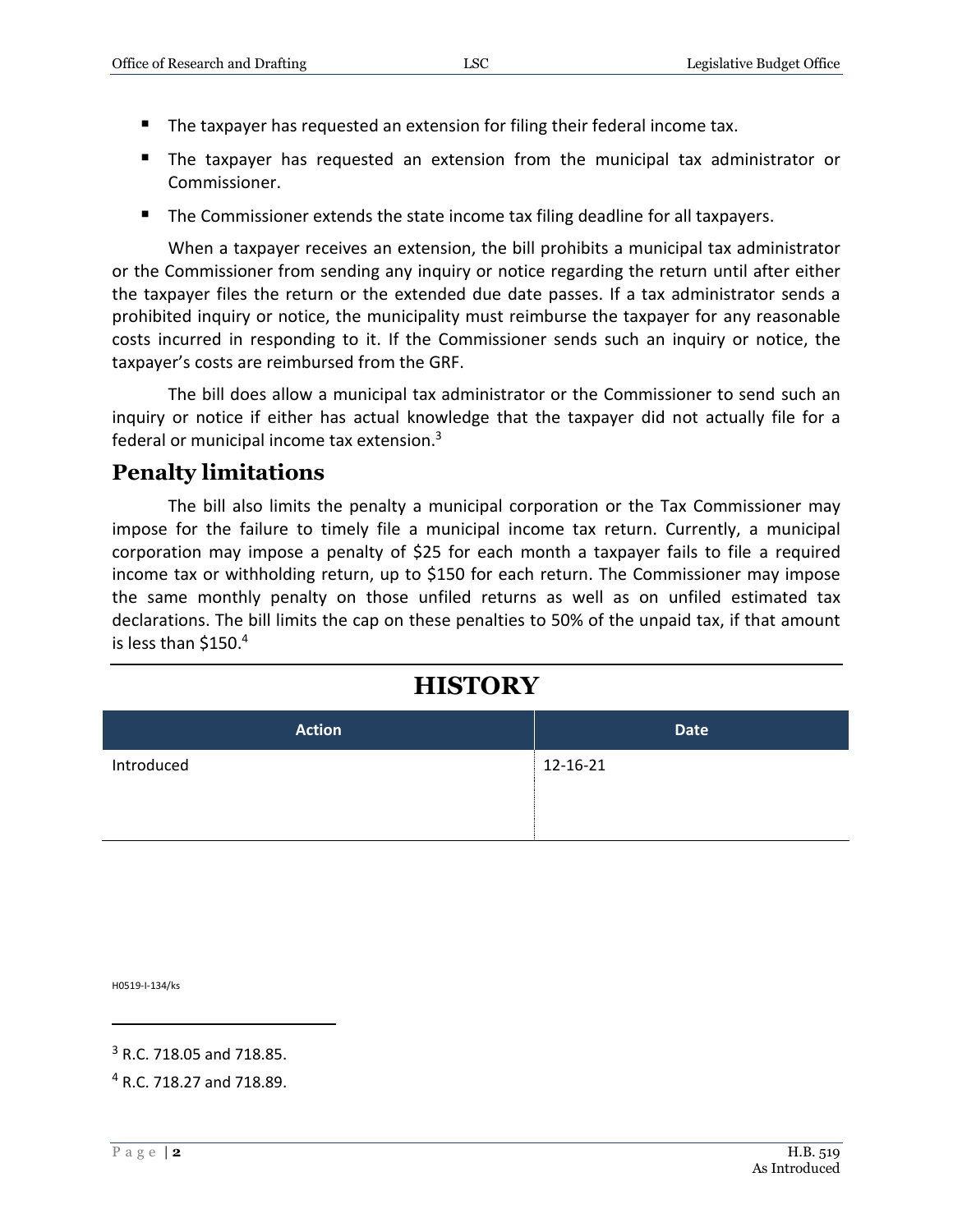- The taxpayer has requested an extension for filing their federal income tax.
- The taxpayer has requested an extension from the municipal tax administrator or Commissioner.
- The Commissioner extends the state income tax filing deadline for all taxpayers.

When a taxpayer receives an extension, the bill prohibits a municipal tax administrator or the Commissioner from sending any inquiry or notice regarding the return until after either the taxpayer files the return or the extended due date passes. If a tax administrator sends a prohibited inquiry or notice, the municipality must reimburse the taxpayer for any reasonable costs incurred in responding to it. If the Commissioner sends such an inquiry or notice, the taxpayer's costs are reimbursed from the GRF.

The bill does allow a municipal tax administrator or the Commissioner to send such an inquiry or notice if either has actual knowledge that the taxpayer did not actually file for a federal or municipal income tax extension.[3]

## Penalty limitations

The bill also limits the penalty a municipal corporation or the Tax Commissioner may impose for the failure to timely file a municipal income tax return. Currently, a municipal corporation may impose a penalty of $25 for each month a taxpayer fails to file a required income tax or withholding return, up to $150 for each return. The Commissioner may impose the same monthly penalty on those unfiled returns as well as on unfiled estimated tax declarations. The bill limits the cap on these penalties to 50% of the unpaid tax, if that amount is less than $150.[4]

# HISTORY

| Action | Date |
| --- | --- |
| Introduced | 12-16-21 |

H0519-I-134/ks

[3] R.C. 718.05 and 718.85.

[4] R.C. 718.27 and 718.89.